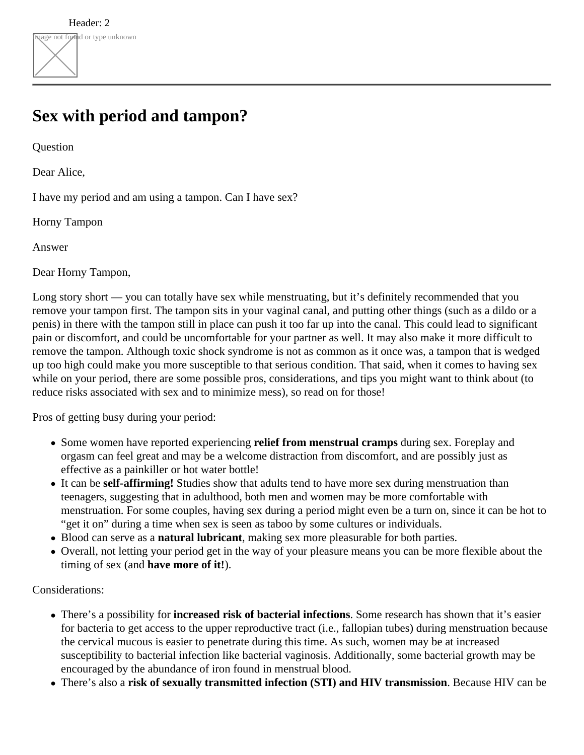# Sex with period and tampon?

Question

Dear Alice,

I have my period and am using a tampon. Can I have sex?

Horny Tampon

Answer

Dear Horny Tampon,

Long story short — you can totally have sex while menstruating, but it's definitely recommended that you remove your tampon first. The tampon sits in your vaginal canal, and putting other things (such as a dildo or a penis) in there with the tampon still in place can push it too far up into the canal. This could lead to significant pain or discomfort, and could be uncomfortable for your partner as well. It may also make it more difficult to remove the tampon. Although toxic shock syndrome is not as common as it once was, a tampon that is wedged up too high could make you more susceptible to that serious condition. That said, when it comes to having sex while on your period, there are some possible pros, considerations, and tips you might want to think about (to reduce risks associated with sex and to minimize mess), so read on for those!

Pros of getting busy during your period:

- Some women have reported experiencing **relief from menstrual cramps** during sex. Foreplay and orgasm can feel great and may be a welcome distraction from discomfort, and are possibly just as effective as a painkiller or hot water bottle!
- It can be **self-affirming!** Studies show that adults tend to have more sex during menstruation than teenagers, suggesting that in adulthood, both men and women may be more comfortable with menstruation. For some couples, having sex during a period might even be a turn on, since it can be hot to "get it on" during a time when sex is seen as taboo by some cultures or individuals.
- Blood can serve as a **natural lubricant**, making sex more pleasurable for both parties.
- Overall, not letting your period get in the way of your pleasure means you can be more flexible about the timing of sex (and **have more of it!**).

Considerations:

- There's a possibility for **increased risk of bacterial infections**. Some research has shown that it's easier for bacteria to get access to the upper reproductive tract (i.e., fallopian tubes) during menstruation because the cervical mucous is easier to penetrate during this time. As such, women may be at increased susceptibility to bacterial infection like bacterial vaginosis. Additionally, some bacterial growth may be encouraged by the abundance of iron found in menstrual blood.
- There's also a **risk of sexually transmitted infection (STI) and HIV transmission**. Because HIV can be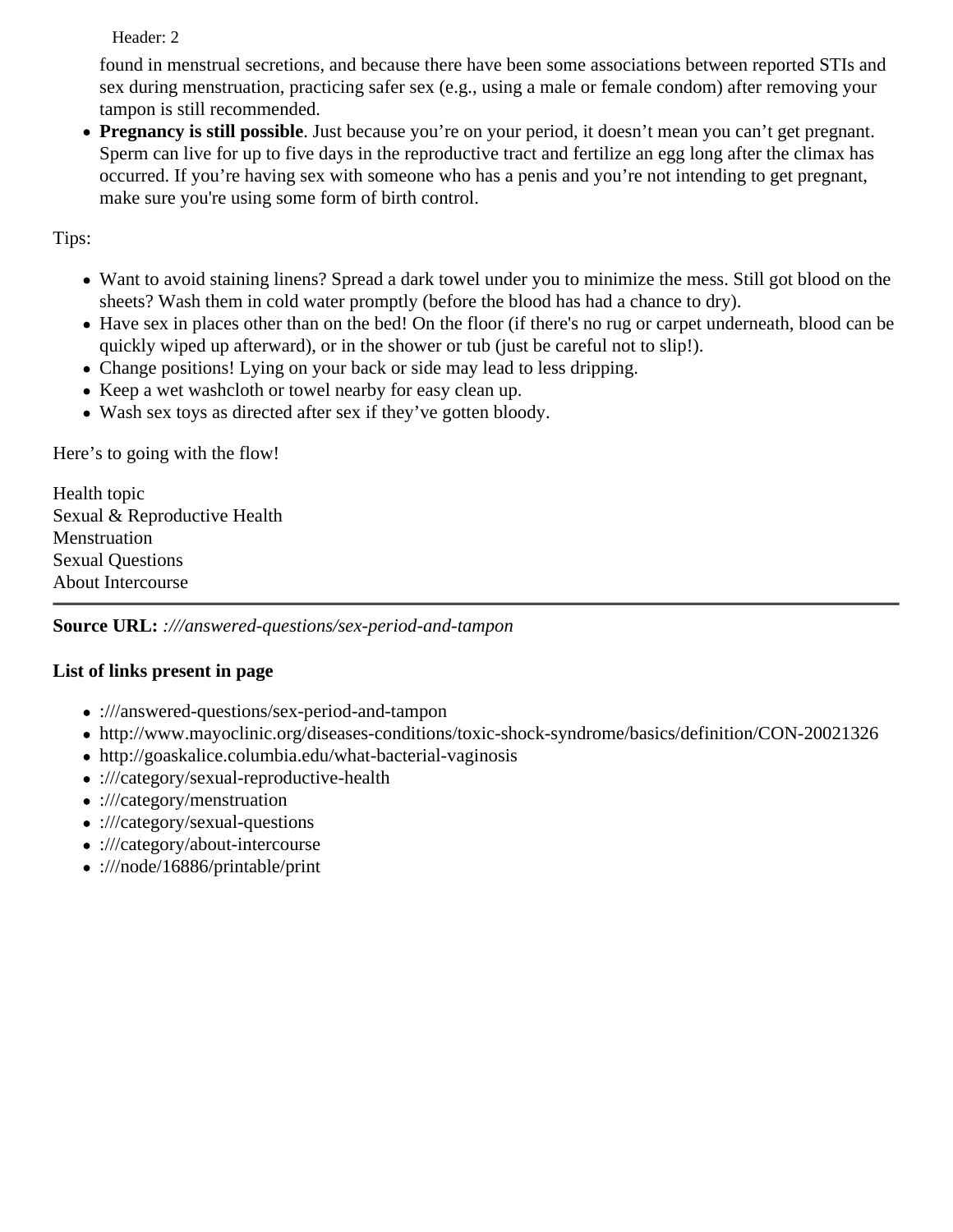found in menstrual secretions, and because there have been some associations between reported STIs and sex during menstruation, practicing safer sex (e.g., using a male or female condom) after removing your tampon is still recommended.

- **Pregnancy is still possible**. Just because you're on your period, it doesn't mean you can't get pregnant. Sperm can live for up to five days in the reproductive tract and fertilize an egg long after the climax has occurred. If you're having sex with someone who has a penis and you're not intending to get pregnant, make sure you're using some form of birth control.

Tips:

- Want to avoid staining linens? Spread a dark towel under you to minimize the mess. Still got blood on the sheets? Wash them in cold water promptly (before the blood has had a chance to dry).
- Have sex in places other than on the bed! On the floor (if there's no rug or carpet underneath, blood can be quickly wiped up afterward), or in the shower or tub (just be careful not to slip!).
- Change positions! Lying on your back or side may lead to less dripping.
- Keep a wet washcloth or towel nearby for easy clean up.
- Wash sex toys as directed after sex if they've gotten bloody.

Here's to going with the flow!

Health topic
Sexual & Reproductive Health
Menstruation
Sexual Questions
About Intercourse

---

**Source URL:** *:///answered-questions/sex-period-and-tampon*

**List of links present in page**

- :///answered-questions/sex-period-and-tampon
- http://www.mayoclinic.org/diseases-conditions/toxic-shock-syndrome/basics/definition/CON-20021326
- http://goaskalice.columbia.edu/what-bacterial-vaginosis
- :///category/sexual-reproductive-health
- :///category/menstruation
- :///category/sexual-questions
- :///category/about-intercourse
- :///node/16886/printable/print